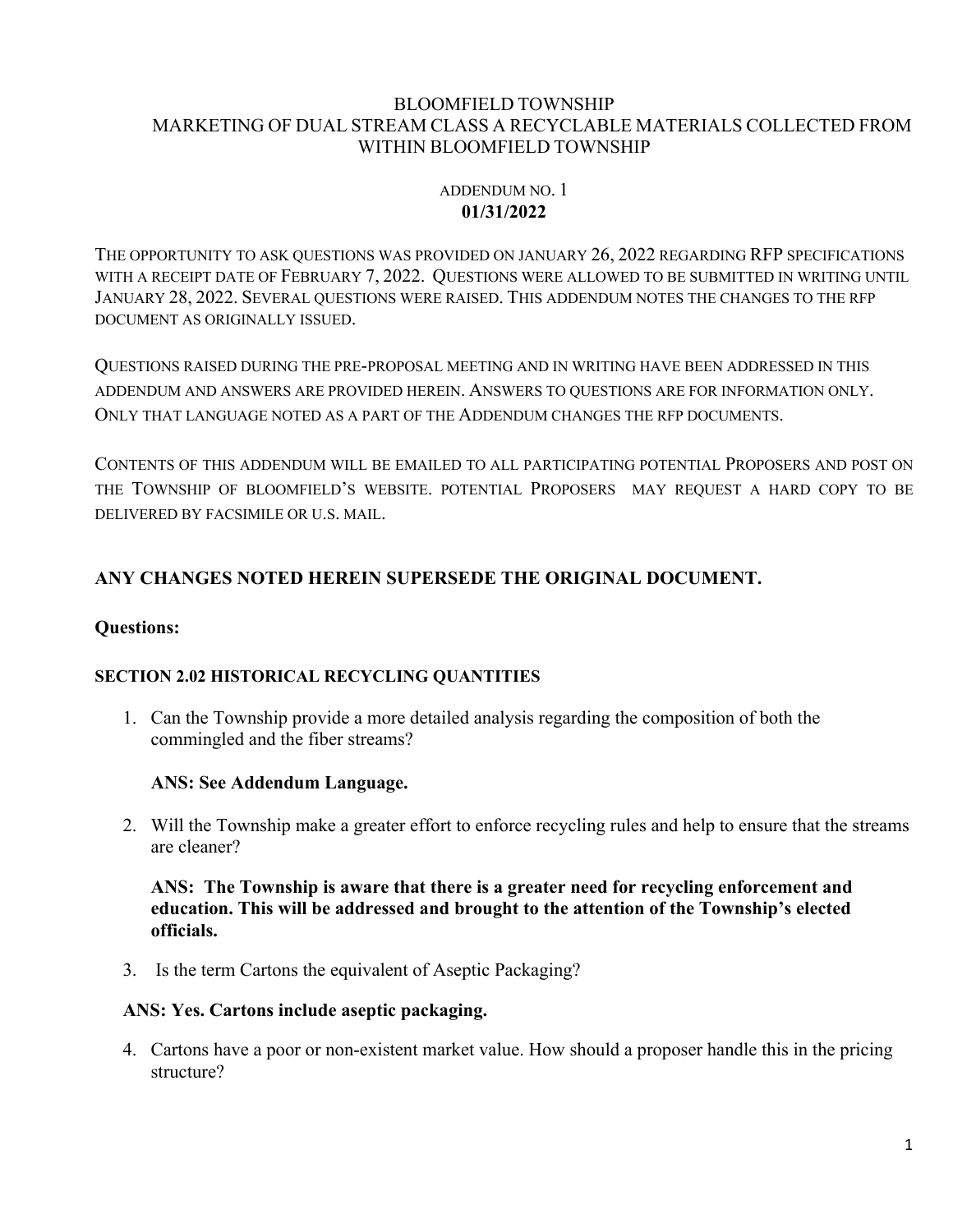# BLOOMFIELD TOWNSHIP
## MARKETING OF DUAL STREAM CLASS A RECYCLABLE MATERIALS COLLECTED FROM WITHIN BLOOMFIELD TOWNSHIP

ADDENDUM NO. 1
**01/31/2022**

THE OPPORTUNITY TO ASK QUESTIONS WAS PROVIDED ON JANUARY 26, 2022 REGARDING RFP SPECIFICATIONS WITH A RECEIPT DATE OF FEBRUARY 7, 2022. QUESTIONS WERE ALLOWED TO BE SUBMITTED IN WRITING UNTIL JANUARY 28, 2022. SEVERAL QUESTIONS WERE RAISED. THIS ADDENDUM NOTES THE CHANGES TO THE RFP DOCUMENT AS ORIGINALLY ISSUED.

QUESTIONS RAISED DURING THE PRE-PROPOSAL MEETING AND IN WRITING HAVE BEEN ADDRESSED IN THIS ADDENDUM AND ANSWERS ARE PROVIDED HEREIN. ANSWERS TO QUESTIONS ARE FOR INFORMATION ONLY. ONLY THAT LANGUAGE NOTED AS A PART OF THE ADDENDUM CHANGES THE RFP DOCUMENTS.

CONTENTS OF THIS ADDENDUM WILL BE EMAILED TO ALL PARTICIPATING POTENTIAL PROPOSERS AND POST ON THE TOWNSHIP OF BLOOMFIELD'S WEBSITE. POTENTIAL PROPOSERS MAY REQUEST A HARD COPY TO BE DELIVERED BY FACSIMILE OR U.S. MAIL.

### ANY CHANGES NOTED HEREIN SUPERSEDE THE ORIGINAL DOCUMENT.

### Questions:

#### SECTION 2.02 HISTORICAL RECYCLING QUANTITIES

1. Can the Township provide a more detailed analysis regarding the composition of both the commingled and the fiber streams?

   **ANS: See Addendum Language.**

2. Will the Township make a greater effort to enforce recycling rules and help to ensure that the streams are cleaner?

   **ANS: The Township is aware that there is a greater need for recycling enforcement and education. This will be addressed and brought to the attention of the Township's elected officials.**

3. Is the term Cartons the equivalent of Aseptic Packaging?

   **ANS: Yes. Cartons include aseptic packaging.**

4. Cartons have a poor or non-existent market value. How should a proposer handle this in the pricing structure?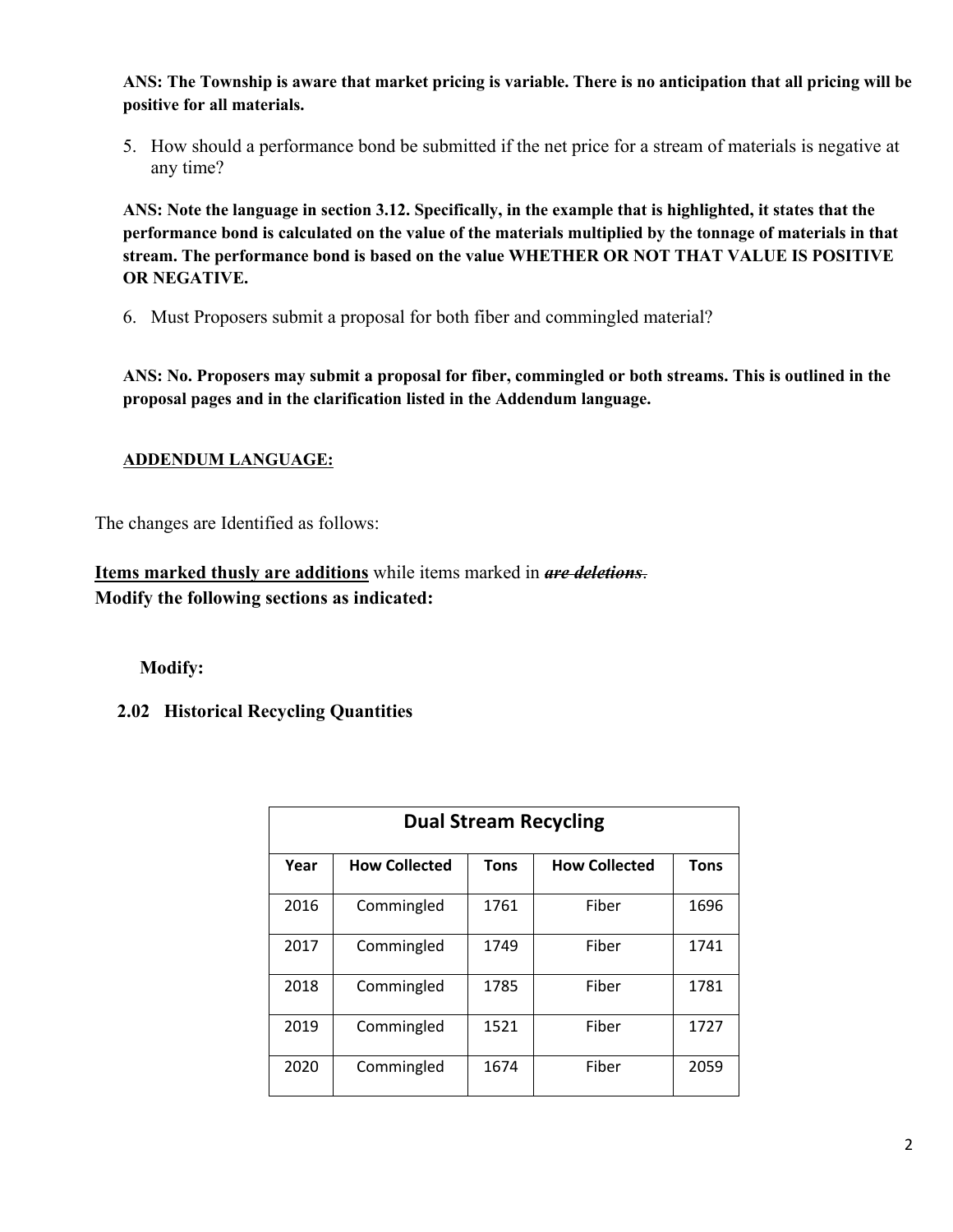**ANS: The Township is aware that market pricing is variable. There is no anticipation that all pricing will be positive for all materials.**

5. How should a performance bond be submitted if the net price for a stream of materials is negative at any time?

**ANS: Note the language in section 3.12. Specifically, in the example that is highlighted, it states that the performance bond is calculated on the value of the materials multiplied by the tonnage of materials in that stream. The performance bond is based on the value WHETHER OR NOT THAT VALUE IS POSITIVE OR NEGATIVE.**

6. Must Proposers submit a proposal for both fiber and commingled material?

**ANS: No. Proposers may submit a proposal for fiber, commingled or both streams. This is outlined in the proposal pages and in the clarification listed in the Addendum language.**

**<u>ADDENDUM LANGUAGE:</u>**

The changes are Identified as follows:

**<u>Items marked thusly are additions</u>** while items marked in ***~~are deletions~~***.
**Modify the following sections as indicated:**

**Modify:**

**2.02 Historical Recycling Quantities**

| Dual Stream Recycling | | | | |
|---|---|---|---|---|
| **Year** | **How Collected** | **Tons** | **How Collected** | **Tons** |
| 2016 | Commingled | 1761 | Fiber | 1696 |
| 2017 | Commingled | 1749 | Fiber | 1741 |
| 2018 | Commingled | 1785 | Fiber | 1781 |
| 2019 | Commingled | 1521 | Fiber | 1727 |
| 2020 | Commingled | 1674 | Fiber | 2059 |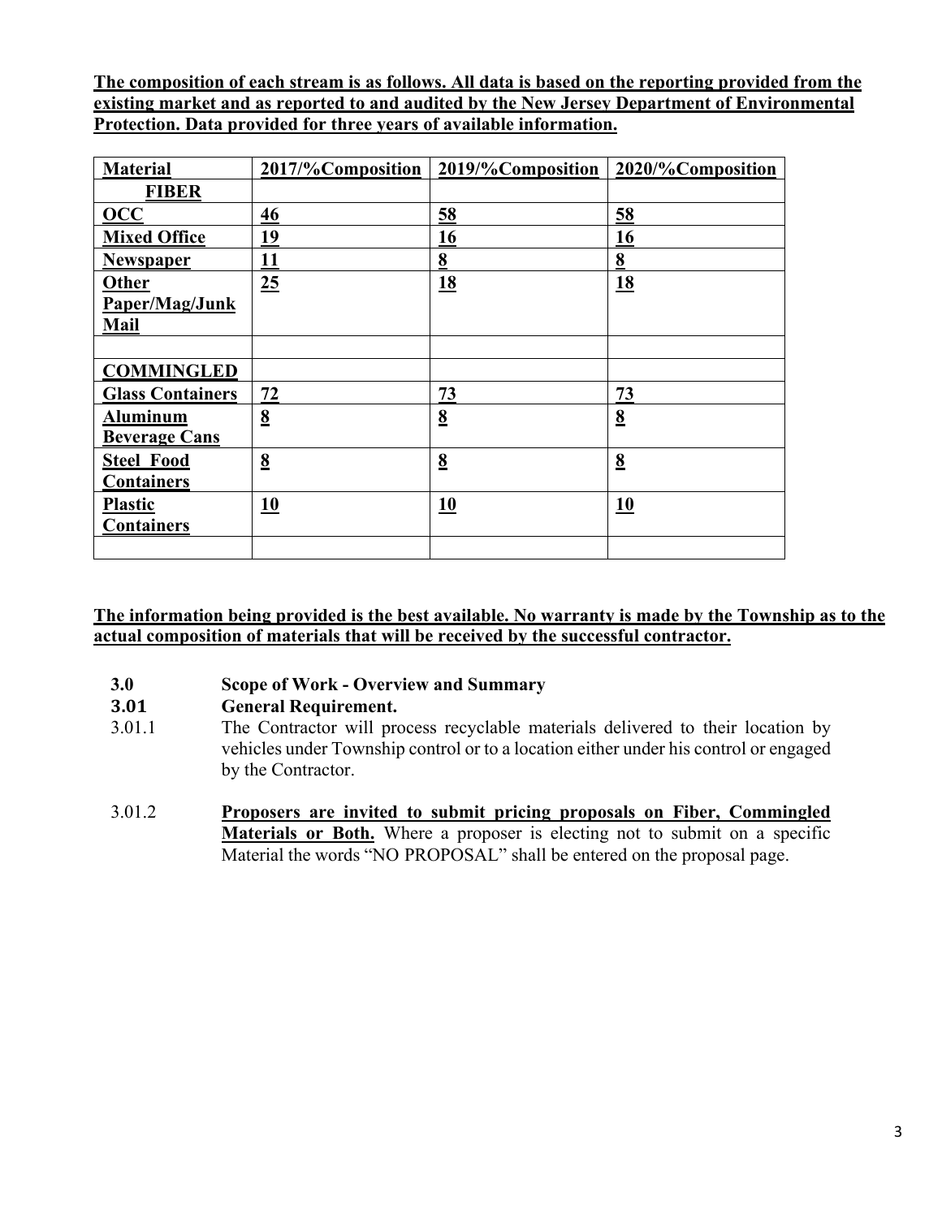**The composition of each stream is as follows. All data is based on the reporting provided from the existing market and as reported to and audited by the New Jersey Department of Environmental Protection. Data provided for three years of available information.**

| Material | 2017/%Composition | 2019/%Composition | 2020/%Composition |
|---|---|---|---|
| **FIBER** | | | |
| **OCC** | **46** | **58** | **58** |
| **Mixed Office** | **19** | **16** | **16** |
| **Newspaper** | **11** | **8** | **8** |
| **Other Paper/Mag/Junk Mail** | **25** | **18** | **18** |
| | | | |
| **COMMINGLED** | | | |
| **Glass Containers** | **72** | **73** | **73** |
| **Aluminum Beverage Cans** | **8** | **8** | **8** |
| **Steel Food Containers** | **8** | **8** | **8** |
| **Plastic Containers** | **10** | **10** | **10** |
| | | | |

**The information being provided is the best available. No warranty is made by the Township as to the actual composition of materials that will be received by the successful contractor.**

**3.0 Scope of Work - Overview and Summary**

**3.01 General Requirement.**

3.01.1 The Contractor will process recyclable materials delivered to their location by vehicles under Township control or to a location either under his control or engaged by the Contractor.

3.01.2 **Proposers are invited to submit pricing proposals on Fiber, Commingled Materials or Both.** Where a proposer is electing not to submit on a specific Material the words "NO PROPOSAL" shall be entered on the proposal page.